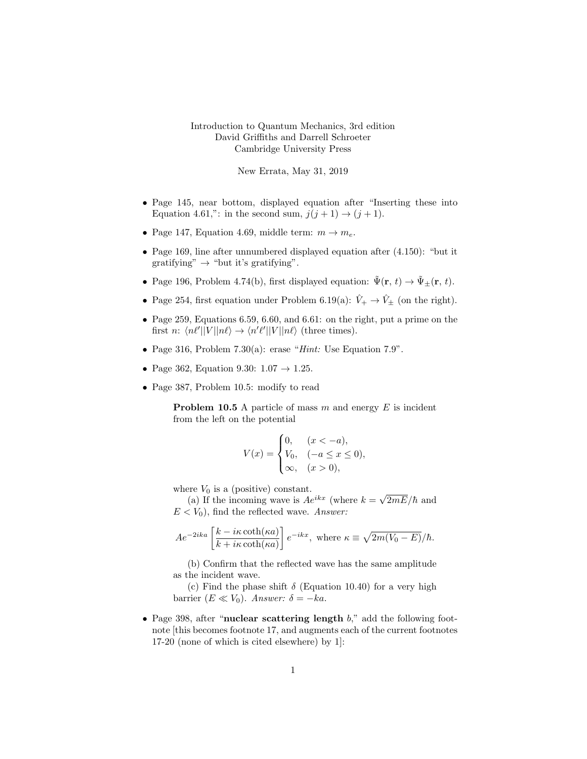Introduction to Quantum Mechanics, 3rd edition
David Griffiths and Darrell Schroeter
Cambridge University Press

New Errata, May 31, 2019

- Page 145, near bottom, displayed equation after "Inserting these into Equation 4.61,": in the second sum, $j(j+1) \to (j+1)$.
- Page 147, Equation 4.69, middle term: $m \to m_e$.
- Page 169, line after unnumbered displayed equation after (4.150): "but it gratifying" → "but it's gratifying".
- Page 196, Problem 4.74(b), first displayed equation: $\tilde{\Psi}(\mathbf{r}, t) \to \tilde{\Psi}_{\pm}(\mathbf{r}, t)$.
- Page 254, first equation under Problem 6.19(a): $\hat{V}_+ \to \hat{V}_{\pm}$ (on the right).
- Page 259, Equations 6.59, 6.60, and 6.61: on the right, put a prime on the first $n$: $\langle n\ell' || V || n\ell \rangle \to \langle n'\ell' || V || n\ell \rangle$ (three times).
- Page 316, Problem 7.30(a): erase "*Hint:* Use Equation 7.9".
- Page 362, Equation 9.30: $1.07 \to 1.25$.
- Page 387, Problem 10.5: modify to read

  **Problem 10.5** A particle of mass $m$ and energy $E$ is incident from the left on the potential

  $$V(x) = \begin{cases} 0, & (x < -a), \\ V_0, & (-a \leq x \leq 0), \\ \infty, & (x > 0), \end{cases}$$

  where $V_0$ is a (positive) constant.

  (a) If the incoming wave is $Ae^{ikx}$ (where $k = \sqrt{2mE}/\hbar$ and $E < V_0$), find the reflected wave. *Answer:*

  $$Ae^{-2ika}\left[\frac{k - i\kappa\coth(\kappa a)}{k + i\kappa\coth(\kappa a)}\right]e^{-ikx}, \text{ where } \kappa \equiv \sqrt{2m(V_0 - E)}/\hbar.$$

  (b) Confirm that the reflected wave has the same amplitude as the incident wave.

  (c) Find the phase shift $\delta$ (Equation 10.40) for a very high barrier ($E \ll V_0$). *Answer:* $\delta = -ka$.

- Page 398, after "**nuclear scattering length** $b$," add the following footnote [this becomes footnote 17, and augments each of the current footnotes 17-20 (none of which is cited elsewhere) by 1]: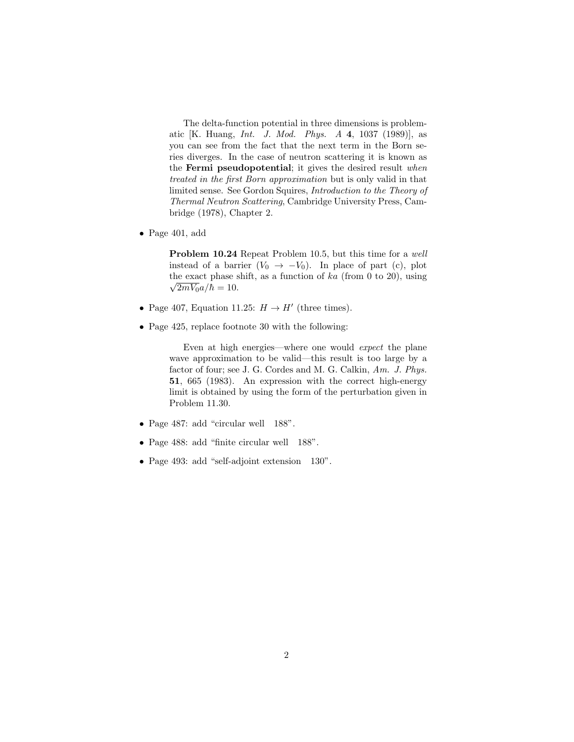The delta-function potential in three dimensions is problematic [K. Huang, *Int. J. Mod. Phys. A* **4**, 1037 (1989)], as you can see from the fact that the next term in the Born series diverges. In the case of neutron scattering it is known as the **Fermi pseudopotential**; it gives the desired result *when treated in the first Born approximation* but is only valid in that limited sense. See Gordon Squires, *Introduction to the Theory of Thermal Neutron Scattering*, Cambridge University Press, Cambridge (1978), Chapter 2.

- Page 401, add

  **Problem 10.24** Repeat Problem 10.5, but this time for a *well* instead of a barrier ($V_0 \to -V_0$). In place of part (c), plot the exact phase shift, as a function of $ka$ (from 0 to 20), using $\sqrt{2mV_0}a/\hbar = 10$.

- Page 407, Equation 11.25: $H \to H'$ (three times).

- Page 425, replace footnote 30 with the following:

  Even at high energies—where one would *expect* the plane wave approximation to be valid—this result is too large by a factor of four; see J. G. Cordes and M. G. Calkin, *Am. J. Phys.* **51**, 665 (1983). An expression with the correct high-energy limit is obtained by using the form of the perturbation given in Problem 11.30.

- Page 487: add "circular well 188".

- Page 488: add "finite circular well 188".

- Page 493: add "self-adjoint extension 130".